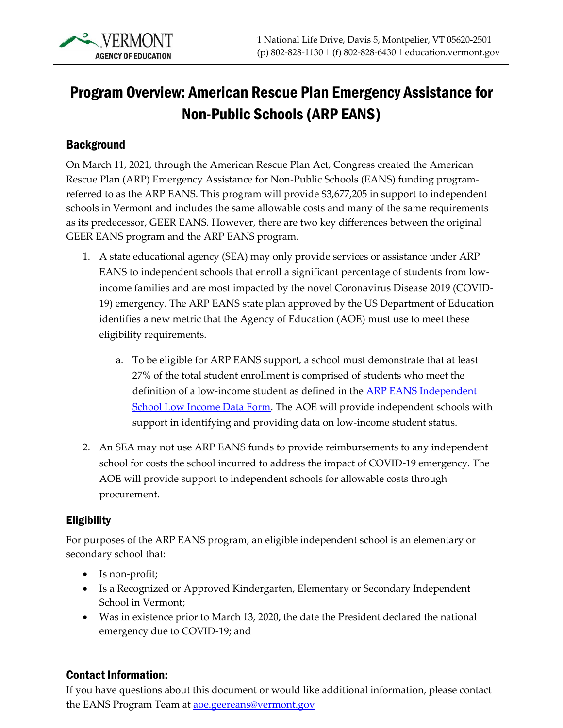VERMONT AGENCY OF EDUCATION

1 National Life Drive, Davis 5, Montpelier, VT 05620-2501
(p) 802-828-1130 | (f) 802-828-6430 | education.vermont.gov

# Program Overview: American Rescue Plan Emergency Assistance for Non-Public Schools (ARP EANS)

## Background

On March 11, 2021, through the American Rescue Plan Act, Congress created the American Rescue Plan (ARP) Emergency Assistance for Non-Public Schools (EANS) funding program-referred to as the ARP EANS. This program will provide $3,677,205 in support to independent schools in Vermont and includes the same allowable costs and many of the same requirements as its predecessor, GEER EANS. However, there are two key differences between the original GEER EANS program and the ARP EANS program.

1. A state educational agency (SEA) may only provide services or assistance under ARP EANS to independent schools that enroll a significant percentage of students from low-income families and are most impacted by the novel Coronavirus Disease 2019 (COVID-19) emergency. The ARP EANS state plan approved by the US Department of Education identifies a new metric that the Agency of Education (AOE) must use to meet these eligibility requirements.
   a. To be eligible for ARP EANS support, a school must demonstrate that at least 27% of the total student enrollment is comprised of students who meet the definition of a low-income student as defined in the [ARP EANS Independent School Low Income Data Form](). The AOE will provide independent schools with support in identifying and providing data on low-income student status.
2. An SEA may not use ARP EANS funds to provide reimbursements to any independent school for costs the school incurred to address the impact of COVID-19 emergency. The AOE will provide support to independent schools for allowable costs through procurement.

### Eligibility

For purposes of the ARP EANS program, an eligible independent school is an elementary or secondary school that:

- Is non-profit;
- Is a Recognized or Approved Kindergarten, Elementary or Secondary Independent School in Vermont;
- Was in existence prior to March 13, 2020, the date the President declared the national emergency due to COVID-19; and

## Contact Information:

If you have questions about this document or would like additional information, please contact the EANS Program Team at aoe.geereans@vermont.gov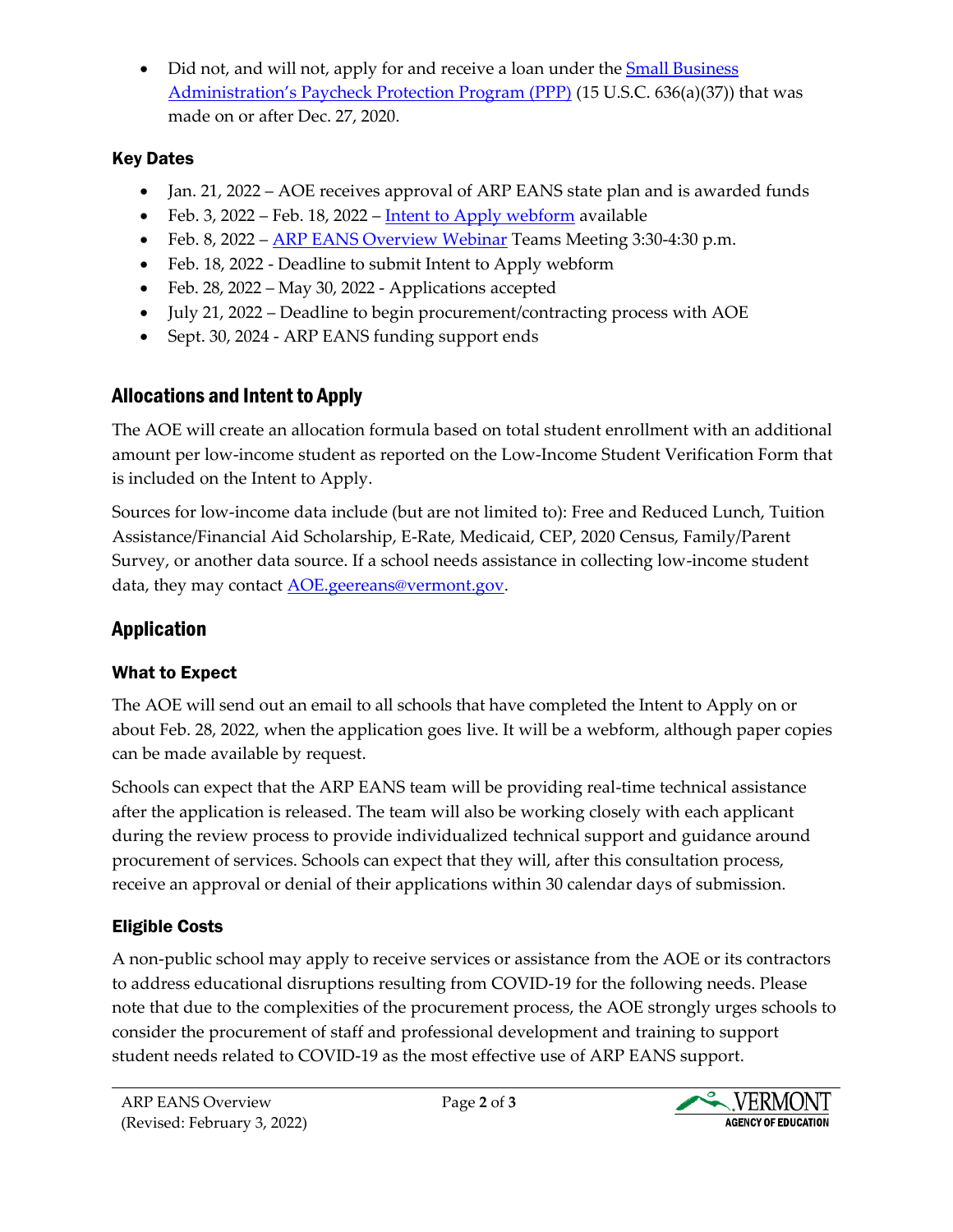- Did not, and will not, apply for and receive a loan under the [Small Business Administration's Paycheck Protection Program (PPP)](#) (15 U.S.C. 636(a)(37)) that was made on or after Dec. 27, 2020.

### Key Dates

- Jan. 21, 2022 – AOE receives approval of ARP EANS state plan and is awarded funds
- Feb. 3, 2022 – Feb. 18, 2022 – [Intent to Apply webform](#) available
- Feb. 8, 2022 – [ARP EANS Overview Webinar](#) Teams Meeting 3:30-4:30 p.m.
- Feb. 18, 2022 - Deadline to submit Intent to Apply webform
- Feb. 28, 2022 – May 30, 2022 - Applications accepted
- July 21, 2022 – Deadline to begin procurement/contracting process with AOE
- Sept. 30, 2024 - ARP EANS funding support ends

## Allocations and Intent to Apply

The AOE will create an allocation formula based on total student enrollment with an additional amount per low-income student as reported on the Low-Income Student Verification Form that is included on the Intent to Apply.

Sources for low-income data include (but are not limited to): Free and Reduced Lunch, Tuition Assistance/Financial Aid Scholarship, E-Rate, Medicaid, CEP, 2020 Census, Family/Parent Survey, or another data source. If a school needs assistance in collecting low-income student data, they may contact [AOE.geereans@vermont.gov](mailto:AOE.geereans@vermont.gov).

## Application

### What to Expect

The AOE will send out an email to all schools that have completed the Intent to Apply on or about Feb. 28, 2022, when the application goes live. It will be a webform, although paper copies can be made available by request.

Schools can expect that the ARP EANS team will be providing real-time technical assistance after the application is released. The team will also be working closely with each applicant during the review process to provide individualized technical support and guidance around procurement of services. Schools can expect that they will, after this consultation process, receive an approval or denial of their applications within 30 calendar days of submission.

### Eligible Costs

A non-public school may apply to receive services or assistance from the AOE or its contractors to address educational disruptions resulting from COVID-19 for the following needs. Please note that due to the complexities of the procurement process, the AOE strongly urges schools to consider the procurement of staff and professional development and training to support student needs related to COVID-19 as the most effective use of ARP EANS support.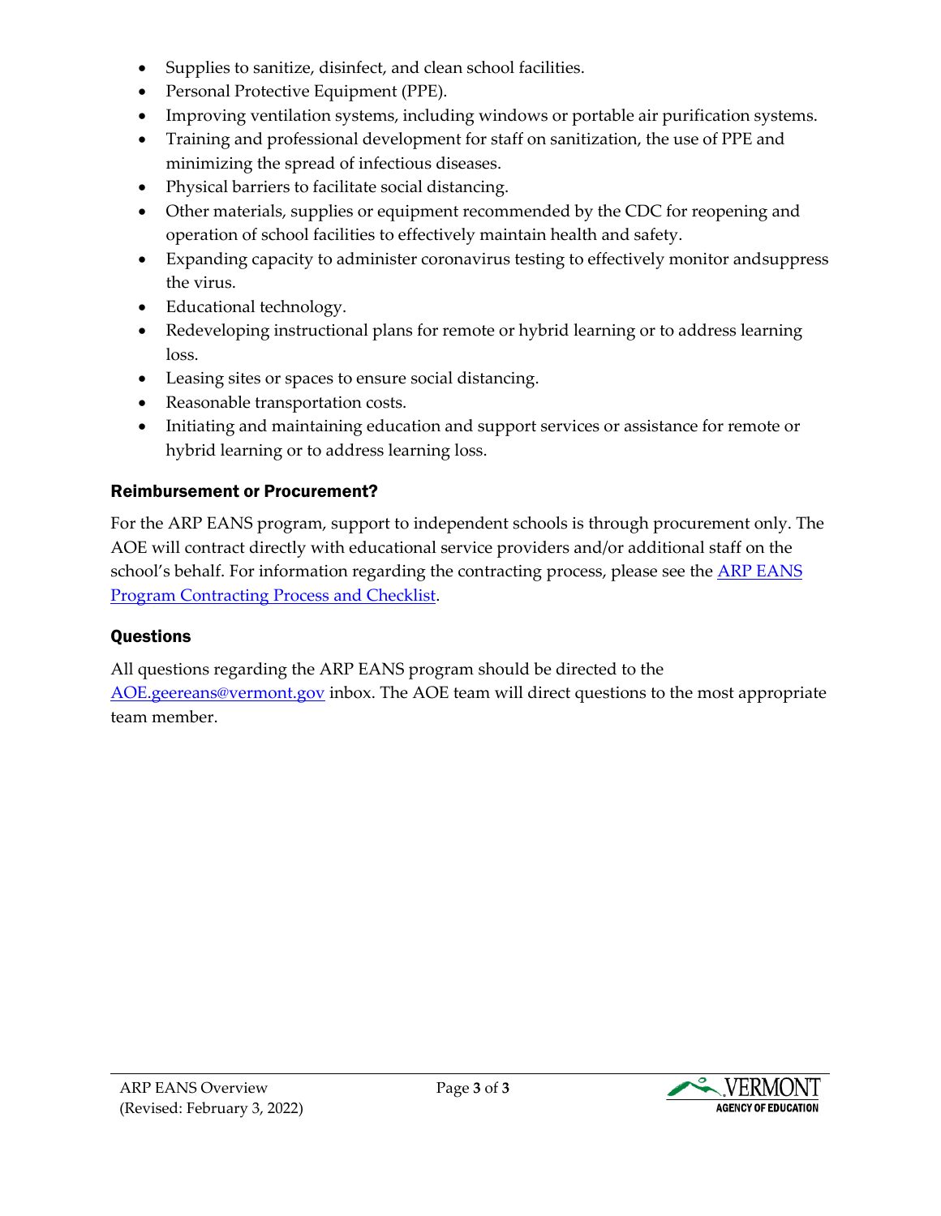- Supplies to sanitize, disinfect, and clean school facilities.
- Personal Protective Equipment (PPE).
- Improving ventilation systems, including windows or portable air purification systems.
- Training and professional development for staff on sanitization, the use of PPE and minimizing the spread of infectious diseases.
- Physical barriers to facilitate social distancing.
- Other materials, supplies or equipment recommended by the CDC for reopening and operation of school facilities to effectively maintain health and safety.
- Expanding capacity to administer coronavirus testing to effectively monitor andsuppress the virus.
- Educational technology.
- Redeveloping instructional plans for remote or hybrid learning or to address learning loss.
- Leasing sites or spaces to ensure social distancing.
- Reasonable transportation costs.
- Initiating and maintaining education and support services or assistance for remote or hybrid learning or to address learning loss.

### Reimbursement or Procurement?

For the ARP EANS program, support to independent schools is through procurement only. The AOE will contract directly with educational service providers and/or additional staff on the school's behalf. For information regarding the contracting process, please see the [ARP EANS Program Contracting Process and Checklist](#).

### Questions

All questions regarding the ARP EANS program should be directed to the [AOE.geereans@vermont.gov](mailto:AOE.geereans@vermont.gov) inbox. The AOE team will direct questions to the most appropriate team member.